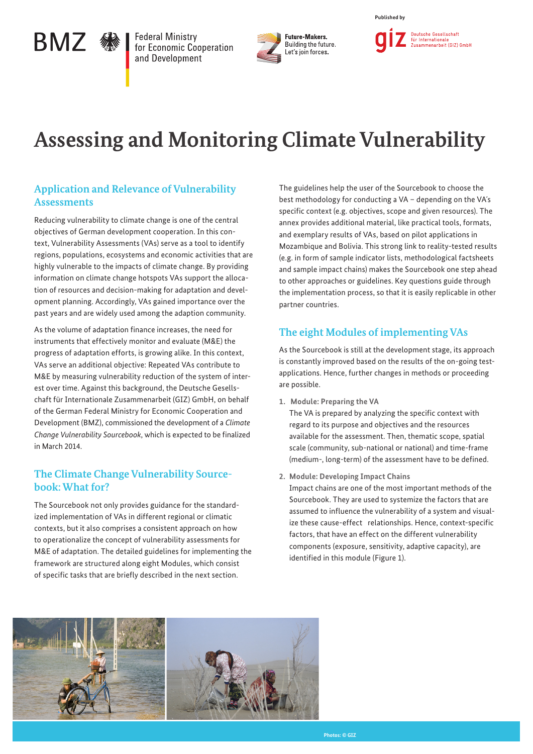# Assessing and Monitoring Climate Vulnerability

## Application and Relevance of Vulnerability Assessments

Reducing vulnerability to climate change is one of the central objectives of German development cooperation. In this context, Vulnerability Assessments (VAs) serve as a tool to identify regions, populations, ecosystems and economic activities that are highly vulnerable to the impacts of climate change. By providing information on climate change hotspots VAs support the allocation of resources and decision-making for adaptation and development planning. Accordingly, VAs gained importance over the past years and are widely used among the adaption community.

As the volume of adaptation finance increases, the need for instruments that effectively monitor and evaluate (M&E) the progress of adaptation efforts, is growing alike. In this context, VAs serve an additional objective: Repeated VAs contribute to M&E by measuring vulnerability reduction of the system of interest over time. Against this background, the Deutsche Gesellschaft für Internationale Zusammenarbeit (GIZ) GmbH, on behalf of the German Federal Ministry for Economic Cooperation and Development (BMZ), commissioned the development of a *Climate Change Vulnerability Sourcebook*, which is expected to be finalized in March 2014.

## The Climate Change Vulnerability Sourcebook: What for?

The Sourcebook not only provides guidance for the standardized implementation of VAs in different regional or climatic contexts, but it also comprises a consistent approach on how to operationalize the concept of vulnerability assessments for M&E of adaptation. The detailed guidelines for implementing the framework are structured along eight Modules, which consist of specific tasks that are briefly described in the next section.

The guidelines help the user of the Sourcebook to choose the best methodology for conducting a VA – depending on the VA's specific context (e.g. objectives, scope and given resources). The annex provides additional material, like practical tools, formats, and exemplary results of VAs, based on pilot applications in Mozambique and Bolivia. This strong link to reality-tested results (e.g. in form of sample indicator lists, methodological factsheets and sample impact chains) makes the Sourcebook one step ahead to other approaches or guidelines. Key questions guide through the implementation process, so that it is easily replicable in other partner countries.

## The eight Modules of implementing VAs

As the Sourcebook is still at the development stage, its approach is constantly improved based on the results of the on-going test-applications. Hence, further changes in methods or proceeding are possible.

1. **Module: Preparing the VA**
   The VA is prepared by analyzing the specific context with regard to its purpose and objectives and the resources available for the assessment. Then, thematic scope, spatial scale (community, sub-national or national) and time-frame (medium-, long-term) of the assessment have to be defined.

2. **Module: Developing Impact Chains**
   Impact chains are one of the most important methods of the Sourcebook. They are used to systemize the factors that are assumed to influence the vulnerability of a system and visualize these cause-effect relationships. Hence, context-specific factors, that have an effect on the different vulnerability components (exposure, sensitivity, adaptive capacity), are identified in this module (Figure 1).

Photos: © GIZ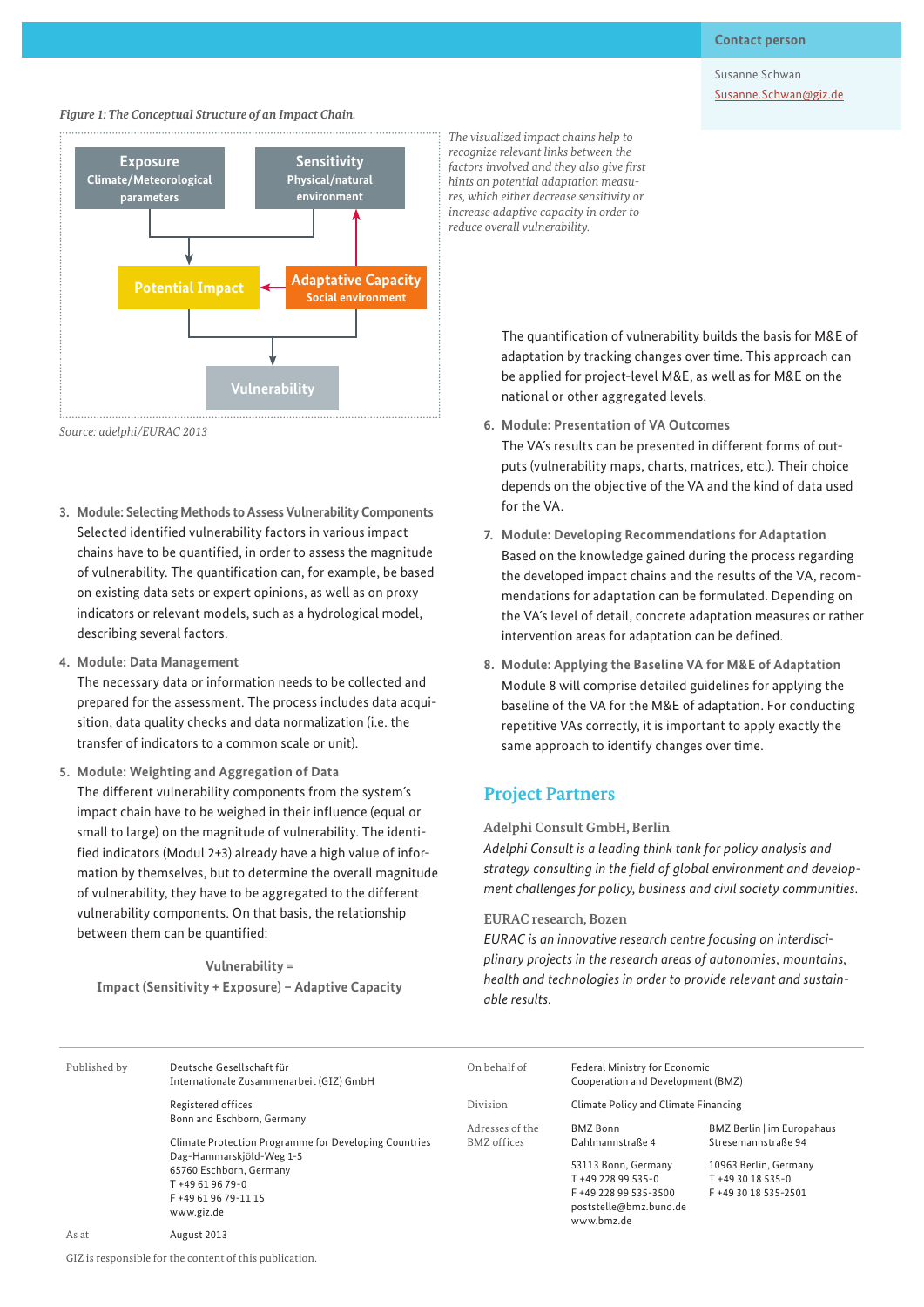**Contact person**

Susanne Schwan
Susanne.Schwan@giz.de

*Figure 1: The Conceptual Structure of an Impact Chain.*

Exposure
Climate/Meteorological parameters

Sensitivity
Physical/natural environment

Potential Impact

Adaptative Capacity
Social environment

Vulnerability

*Source: adelphi/EURAC 2013*

*The visualized impact chains help to recognize relevant links between the factors involved and they also give first hints on potential adaptation measures, which either decrease sensitivity or increase adaptive capacity in order to reduce overall vulnerability.*

3. **Module: Selecting Methods to Assess Vulnerability Components**
   Selected identified vulnerability factors in various impact chains have to be quantified, in order to assess the magnitude of vulnerability. The quantification can, for example, be based on existing data sets or expert opinions, as well as on proxy indicators or relevant models, such as a hydrological model, describing several factors.

4. **Module: Data Management**
   The necessary data or information needs to be collected and prepared for the assessment. The process includes data acquisition, data quality checks and data normalization (i.e. the transfer of indicators to a common scale or unit).

5. **Module: Weighting and Aggregation of Data**
   The different vulnerability components from the system´s impact chain have to be weighed in their influence (equal or small to large) on the magnitude of vulnerability. The identified indicators (Modul 2+3) already have a high value of information by themselves, but to determine the overall magnitude of vulnerability, they have to be aggregated to the different vulnerability components. On that basis, the relationship between them can be quantified:

   **Vulnerability =**
   **Impact (Sensitivity + Exposure) – Adaptive Capacity**

   The quantification of vulnerability builds the basis for M&E of adaptation by tracking changes over time. This approach can be applied for project-level M&E, as well as for M&E on the national or other aggregated levels.

6. **Module: Presentation of VA Outcomes**
   The VA's results can be presented in different forms of outputs (vulnerability maps, charts, matrices, etc.). Their choice depends on the objective of the VA and the kind of data used for the VA.

7. **Module: Developing Recommendations for Adaptation**
   Based on the knowledge gained during the process regarding the developed impact chains and the results of the VA, recommendations for adaptation can be formulated. Depending on the VA's level of detail, concrete adaptation measures or rather intervention areas for adaptation can be defined.

8. **Module: Applying the Baseline VA for M&E of Adaptation**
   Module 8 will comprise detailed guidelines for applying the baseline of the VA for the M&E of adaptation. For conducting repetitive VAs correctly, it is important to apply exactly the same approach to identify changes over time.

## Project Partners

**Adelphi Consult GmbH, Berlin**
*Adelphi Consult is a leading think tank for policy analysis and strategy consulting in the field of global environment and development challenges for policy, business and civil society communities.*

**EURAC research, Bozen**
*EURAC is an innovative research centre focusing on interdisciplinary projects in the research areas of autonomies, mountains, health and technologies in order to provide relevant and sustainable results.*

| | | | | |
|---|---|---|---|---|
| Published by | Deutsche Gesellschaft für Internationale Zusammenarbeit (GIZ) GmbH | On behalf of | Federal Ministry for Economic Cooperation and Development (BMZ) | |
| | Registered offices Bonn and Eschborn, Germany | Division | Climate Policy and Climate Financing | |
| | Climate Protection Programme for Developing Countries<br>Dag-Hammarskjöld-Weg 1-5<br>65760 Eschborn, Germany<br>T +49 61 96 79-0<br>F +49 61 96 79-11 15<br>www.giz.de | Adresses of the BMZ offices | BMZ Bonn<br>Dahlmannstraße 4<br>53113 Bonn, Germany<br>T +49 228 99 535-0<br>F +49 228 99 535-3500<br>poststelle@bmz.bund.de<br>www.bmz.de | BMZ Berlin \| im Europahaus<br>Stresemannstraße 94<br>10963 Berlin, Germany<br>T +49 30 18 535-0<br>F +49 30 18 535-2501 |
| As at | August 2013 | | | |

GIZ is responsible for the content of this publication.